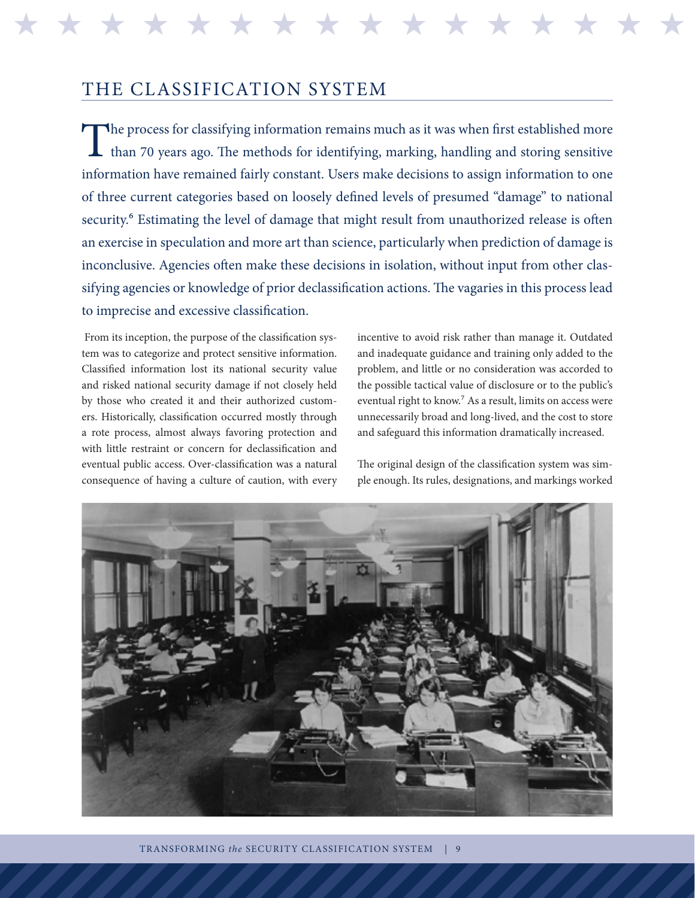## THE CLASSIFICATION SYSTEM

The process for classifying information remains much as it was when first established more than 70 years ago. The methods for identifying, marking, handling and storing sensitive information have remained fairly constant. Users make decisions to assign information to one of three current categories based on loosely defined levels of presumed "damage" to national security.[6] Estimating the level of damage that might result from unauthorized release is often an exercise in speculation and more art than science, particularly when prediction of damage is inconclusive. Agencies often make these decisions in isolation, without input from other classifying agencies or knowledge of prior declassification actions. The vagaries in this process lead to imprecise and excessive classification.

From its inception, the purpose of the classification system was to categorize and protect sensitive information. Classified information lost its national security value and risked national security damage if not closely held by those who created it and their authorized customers. Historically, classification occurred mostly through a rote process, almost always favoring protection and with little restraint or concern for declassification and eventual public access. Over-classification was a natural consequence of having a culture of caution, with every incentive to avoid risk rather than manage it. Outdated and inadequate guidance and training only added to the problem, and little or no consideration was accorded to the possible tactical value of disclosure or to the public's eventual right to know.[7] As a result, limits on access were unnecessarily broad and long-lived, and the cost to store and safeguard this information dramatically increased.

The original design of the classification system was simple enough. Its rules, designations, and markings worked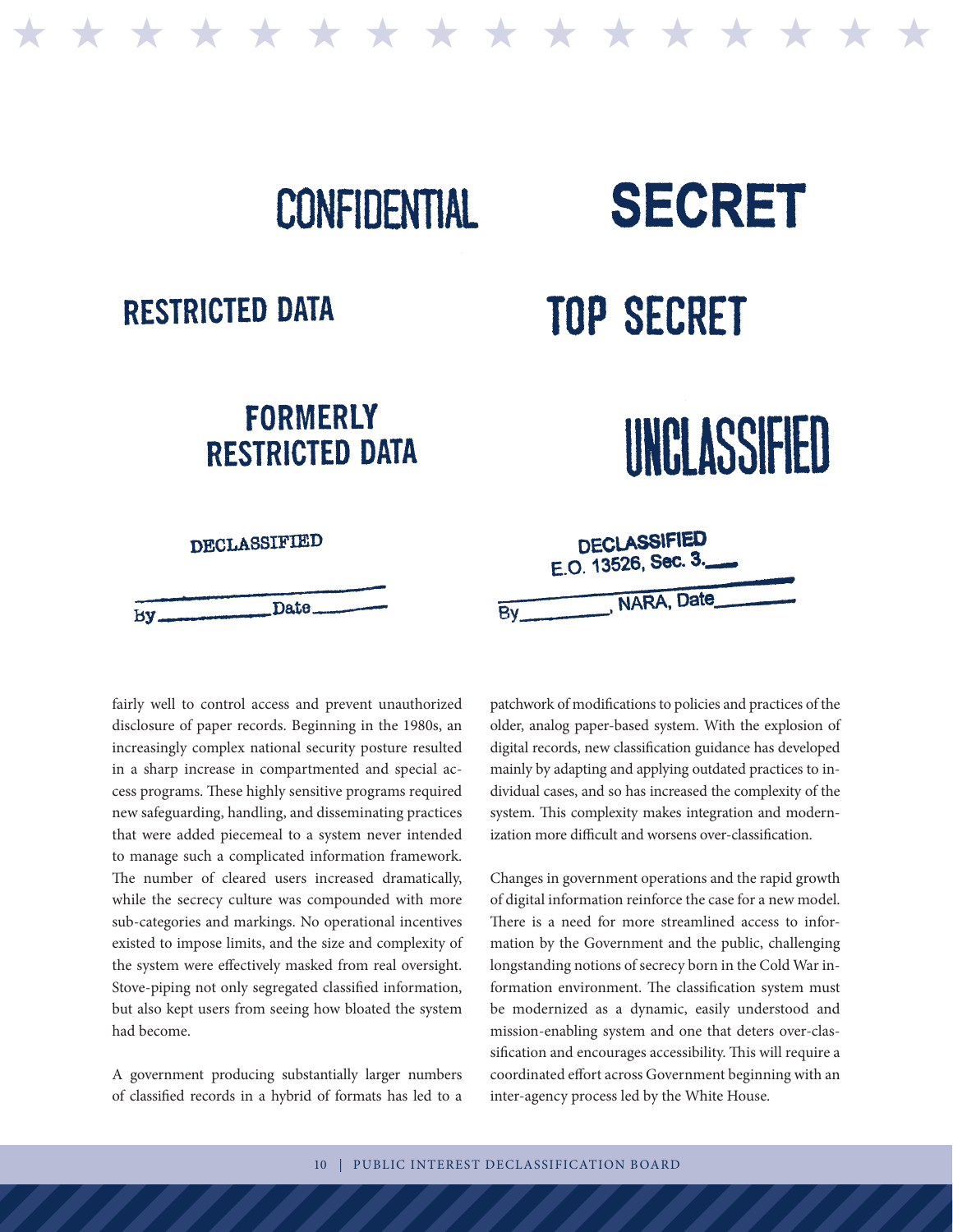CONFIDENTIAL

SECRET

RESTRICTED DATA

TOP SECRET

FORMERLY RESTRICTED DATA

UNCLASSIFIED

DECLASSIFIED

By ______ Date ______

DECLASSIFIED
E.O. 13526, Sec. 3.___

By ______, NARA, Date ______

fairly well to control access and prevent unauthorized disclosure of paper records. Beginning in the 1980s, an increasingly complex national security posture resulted in a sharp increase in compartmented and special access programs. These highly sensitive programs required new safeguarding, handling, and disseminating practices that were added piecemeal to a system never intended to manage such a complicated information framework. The number of cleared users increased dramatically, while the secrecy culture was compounded with more sub-categories and markings. No operational incentives existed to impose limits, and the size and complexity of the system were effectively masked from real oversight. Stove-piping not only segregated classified information, but also kept users from seeing how bloated the system had become.

A government producing substantially larger numbers of classified records in a hybrid of formats has led to a patchwork of modifications to policies and practices of the older, analog paper-based system. With the explosion of digital records, new classification guidance has developed mainly by adapting and applying outdated practices to individual cases, and so has increased the complexity of the system. This complexity makes integration and modernization more difficult and worsens over-classification.

Changes in government operations and the rapid growth of digital information reinforce the case for a new model. There is a need for more streamlined access to information by the Government and the public, challenging longstanding notions of secrecy born in the Cold War information environment. The classification system must be modernized as a dynamic, easily understood and mission-enabling system and one that deters over-classification and encourages accessibility. This will require a coordinated effort across Government beginning with an inter-agency process led by the White House.